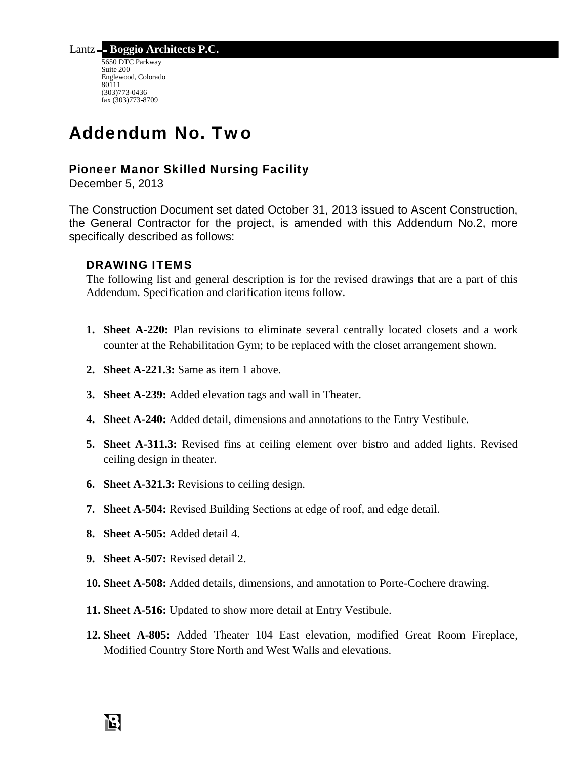Lantz - Boggio Architects P.C.

5650 DTC Parkway
Suite 200
Englewood, Colorado
80111
(303)773-0436
fax (303)773-8709

# Addendum No. Two

### Pioneer Manor Skilled Nursing Facility

December 5, 2013

The Construction Document set dated October 31, 2013 issued to Ascent Construction, the General Contractor for the project, is amended with this Addendum No.2, more specifically described as follows:

## DRAWING ITEMS

The following list and general description is for the revised drawings that are a part of this Addendum. Specification and clarification items follow.

1. **Sheet A-220:** Plan revisions to eliminate several centrally located closets and a work counter at the Rehabilitation Gym; to be replaced with the closet arrangement shown.
2. **Sheet A-221.3:** Same as item 1 above.
3. **Sheet A-239:** Added elevation tags and wall in Theater.
4. **Sheet A-240:** Added detail, dimensions and annotations to the Entry Vestibule.
5. **Sheet A-311.3:** Revised fins at ceiling element over bistro and added lights. Revised ceiling design in theater.
6. **Sheet A-321.3:** Revisions to ceiling design.
7. **Sheet A-504:** Revised Building Sections at edge of roof, and edge detail.
8. **Sheet A-505:** Added detail 4.
9. **Sheet A-507:** Revised detail 2.
10. **Sheet A-508:** Added details, dimensions, and annotation to Porte-Cochere drawing.
11. **Sheet A-516:** Updated to show more detail at Entry Vestibule.
12. **Sheet A-805:** Added Theater 104 East elevation, modified Great Room Fireplace, Modified Country Store North and West Walls and elevations.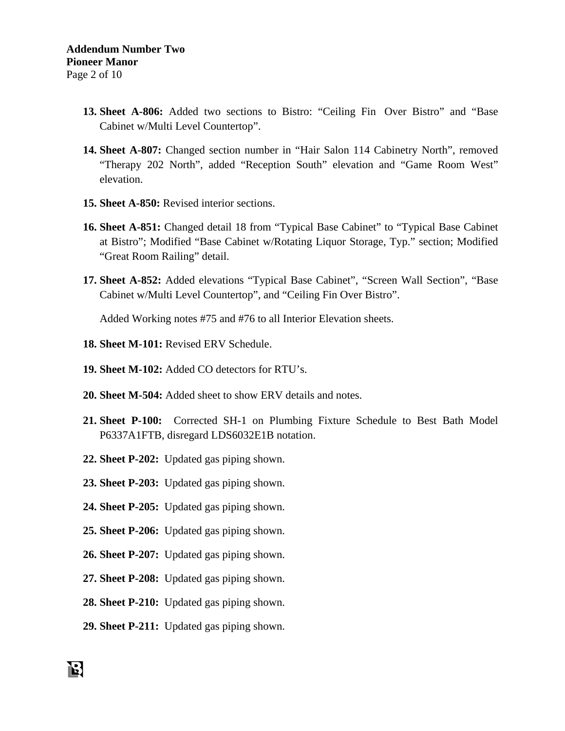13. **Sheet A-806:** Added two sections to Bistro: “Ceiling Fin  Over Bistro” and “Base Cabinet w/Multi Level Countertop”.

14. **Sheet A-807:** Changed section number in “Hair Salon 114 Cabinetry North”, removed “Therapy 202 North”, added “Reception South” elevation and “Game Room West” elevation.

15. **Sheet A-850:** Revised interior sections.

16. **Sheet A-851:** Changed detail 18 from “Typical Base Cabinet” to “Typical Base Cabinet at Bistro”; Modified “Base Cabinet w/Rotating Liquor Storage, Typ.” section; Modified “Great Room Railing” detail.

17. **Sheet A-852:** Added elevations “Typical Base Cabinet”, “Screen Wall Section”, “Base Cabinet w/Multi Level Countertop”, and “Ceiling Fin Over Bistro”.

    Added Working notes #75 and #76 to all Interior Elevation sheets.

18. **Sheet M-101:** Revised ERV Schedule.

19. **Sheet M-102:** Added CO detectors for RTU’s.

20. **Sheet M-504:** Added sheet to show ERV details and notes.

21. **Sheet P-100:** Corrected SH-1 on Plumbing Fixture Schedule to Best Bath Model P6337A1FTB, disregard LDS6032E1B notation.

22. **Sheet P-202:** Updated gas piping shown.

23. **Sheet P-203:** Updated gas piping shown.

24. **Sheet P-205:** Updated gas piping shown.

25. **Sheet P-206:** Updated gas piping shown.

26. **Sheet P-207:** Updated gas piping shown.

27. **Sheet P-208:** Updated gas piping shown.

28. **Sheet P-210:** Updated gas piping shown.

29. **Sheet P-211:** Updated gas piping shown.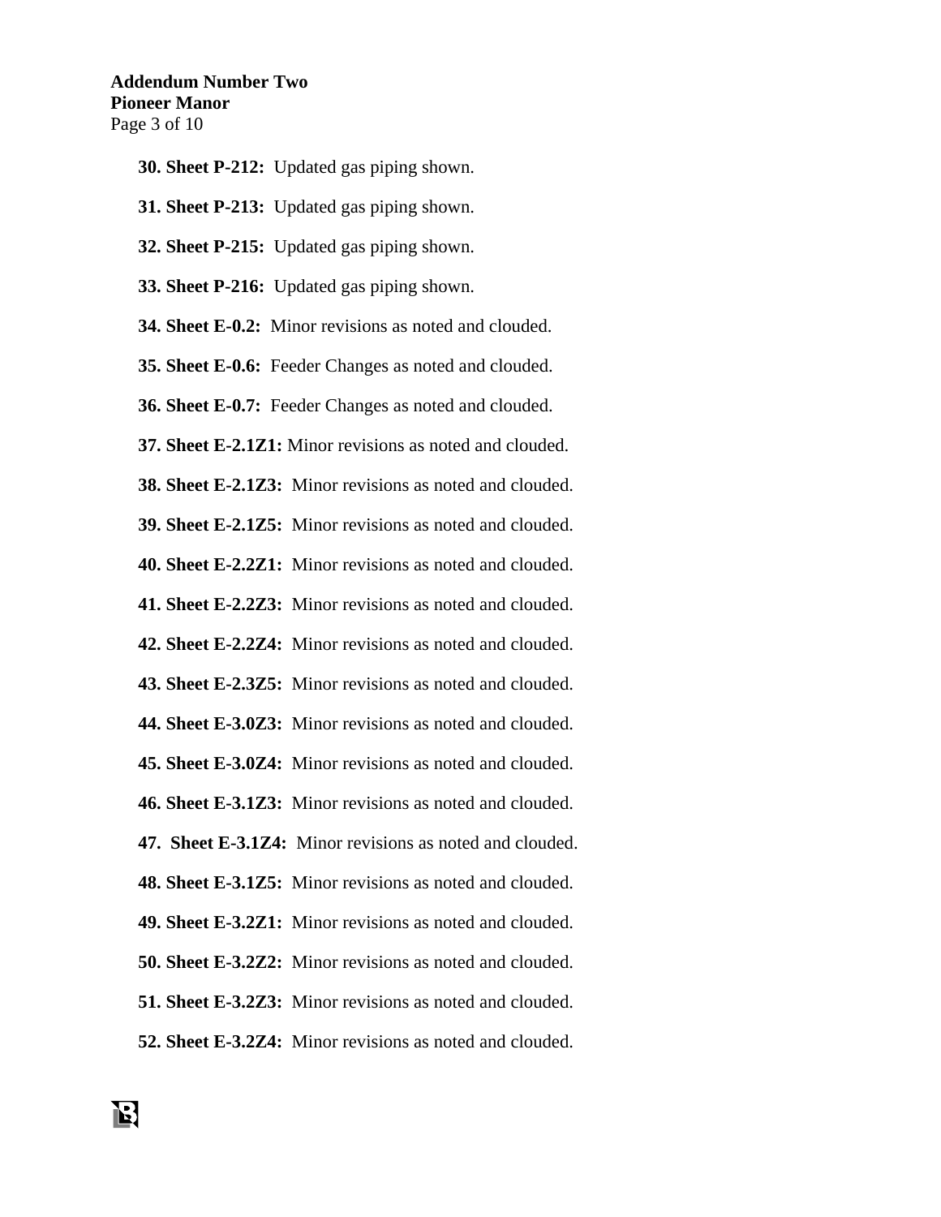30. **Sheet P-212:** Updated gas piping shown.

31. **Sheet P-213:** Updated gas piping shown.

32. **Sheet P-215:** Updated gas piping shown.

33. **Sheet P-216:** Updated gas piping shown.

34. **Sheet E-0.2:** Minor revisions as noted and clouded.

35. **Sheet E-0.6:** Feeder Changes as noted and clouded.

36. **Sheet E-0.7:** Feeder Changes as noted and clouded.

37. **Sheet E-2.1Z1:** Minor revisions as noted and clouded.

38. **Sheet E-2.1Z3:** Minor revisions as noted and clouded.

39. **Sheet E-2.1Z5:** Minor revisions as noted and clouded.

40. **Sheet E-2.2Z1:** Minor revisions as noted and clouded.

41. **Sheet E-2.2Z3:** Minor revisions as noted and clouded.

42. **Sheet E-2.2Z4:** Minor revisions as noted and clouded.

43. **Sheet E-2.3Z5:** Minor revisions as noted and clouded.

44. **Sheet E-3.0Z3:** Minor revisions as noted and clouded.

45. **Sheet E-3.0Z4:** Minor revisions as noted and clouded.

46. **Sheet E-3.1Z3:** Minor revisions as noted and clouded.

47. **Sheet E-3.1Z4:** Minor revisions as noted and clouded.

48. **Sheet E-3.1Z5:** Minor revisions as noted and clouded.

49. **Sheet E-3.2Z1:** Minor revisions as noted and clouded.

50. **Sheet E-3.2Z2:** Minor revisions as noted and clouded.

51. **Sheet E-3.2Z3:** Minor revisions as noted and clouded.

52. **Sheet E-3.2Z4:** Minor revisions as noted and clouded.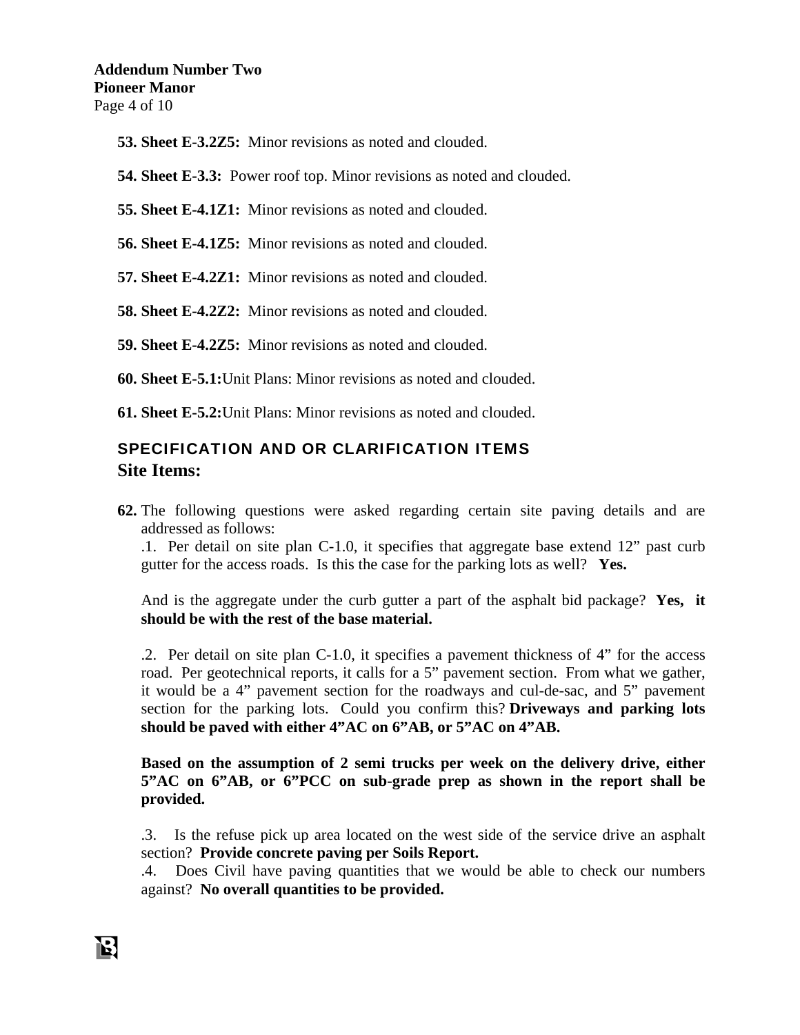**53. Sheet E-3.2Z5:** Minor revisions as noted and clouded.

**54. Sheet E-3.3:** Power roof top. Minor revisions as noted and clouded.

**55. Sheet E-4.1Z1:** Minor revisions as noted and clouded.

**56. Sheet E-4.1Z5:** Minor revisions as noted and clouded.

**57. Sheet E-4.2Z1:** Minor revisions as noted and clouded.

**58. Sheet E-4.2Z2:** Minor revisions as noted and clouded.

**59. Sheet E-4.2Z5:** Minor revisions as noted and clouded.

**60. Sheet E-5.1:**Unit Plans: Minor revisions as noted and clouded.

**61. Sheet E-5.2:**Unit Plans: Minor revisions as noted and clouded.

## SPECIFICATION AND OR CLARIFICATION ITEMS

### Site Items:

**62.** The following questions were asked regarding certain site paving details and are addressed as follows:

.1. Per detail on site plan C-1.0, it specifies that aggregate base extend 12" past curb gutter for the access roads. Is this the case for the parking lots as well? **Yes.**

And is the aggregate under the curb gutter a part of the asphalt bid package? **Yes, it should be with the rest of the base material.**

.2. Per detail on site plan C-1.0, it specifies a pavement thickness of 4" for the access road. Per geotechnical reports, it calls for a 5" pavement section. From what we gather, it would be a 4" pavement section for the roadways and cul-de-sac, and 5" pavement section for the parking lots. Could you confirm this? **Driveways and parking lots should be paved with either 4"AC on 6"AB, or 5"AC on 4"AB.**

**Based on the assumption of 2 semi trucks per week on the delivery drive, either 5"AC on 6"AB, or 6"PCC on sub-grade prep as shown in the report shall be provided.**

.3. Is the refuse pick up area located on the west side of the service drive an asphalt section? **Provide concrete paving per Soils Report.**

.4. Does Civil have paving quantities that we would be able to check our numbers against? **No overall quantities to be provided.**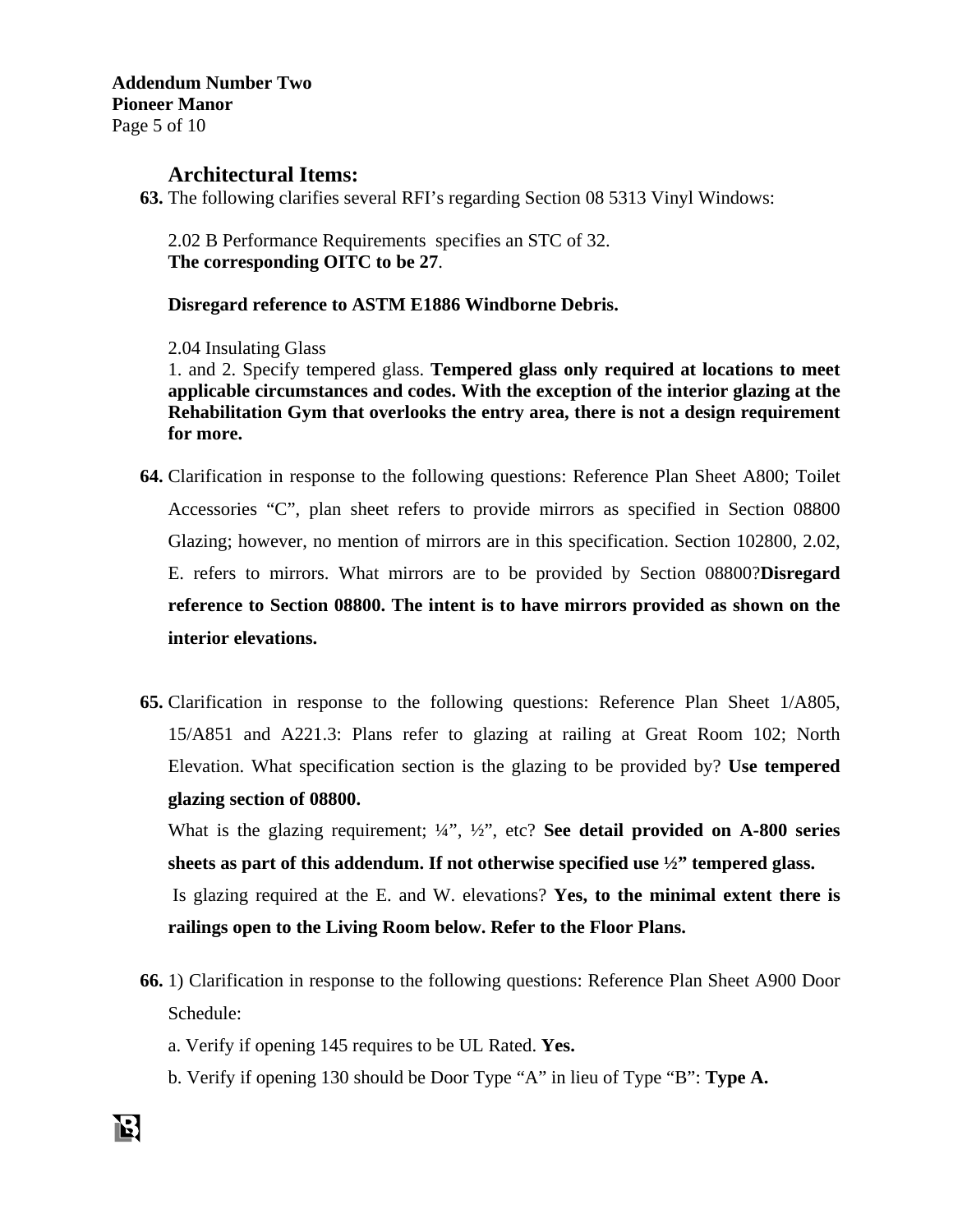## Architectural Items:

**63.** The following clarifies several RFI's regarding Section 08 5313 Vinyl Windows:

2.02 B Performance Requirements specifies an STC of 32.
**The corresponding OITC to be 27**.

**Disregard reference to ASTM E1886 Windborne Debris.**

2.04 Insulating Glass
1. and 2. Specify tempered glass. **Tempered glass only required at locations to meet applicable circumstances and codes. With the exception of the interior glazing at the Rehabilitation Gym that overlooks the entry area, there is not a design requirement for more.**

**64.** Clarification in response to the following questions: Reference Plan Sheet A800; Toilet Accessories "C", plan sheet refers to provide mirrors as specified in Section 08800 Glazing; however, no mention of mirrors are in this specification. Section 102800, 2.02, E. refers to mirrors. What mirrors are to be provided by Section 08800?**Disregard reference to Section 08800. The intent is to have mirrors provided as shown on the interior elevations.**

**65.** Clarification in response to the following questions: Reference Plan Sheet 1/A805, 15/A851 and A221.3: Plans refer to glazing at railing at Great Room 102; North Elevation. What specification section is the glazing to be provided by? **Use tempered glazing section of 08800.**

What is the glazing requirement; ¼", ½", etc? **See detail provided on A-800 series sheets as part of this addendum. If not otherwise specified use ½" tempered glass.**

Is glazing required at the E. and W. elevations? **Yes, to the minimal extent there is railings open to the Living Room below. Refer to the Floor Plans.**

**66.** 1) Clarification in response to the following questions: Reference Plan Sheet A900 Door Schedule:

a. Verify if opening 145 requires to be UL Rated. **Yes.**

b. Verify if opening 130 should be Door Type "A" in lieu of Type "B": **Type A.**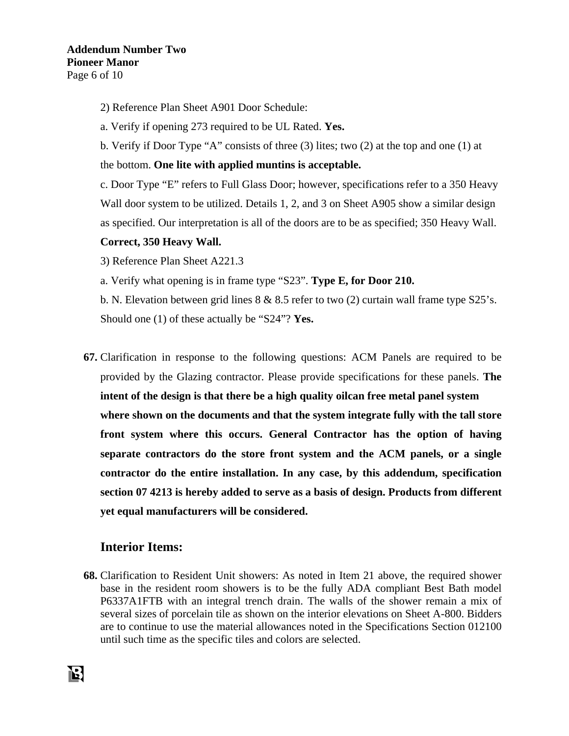2) Reference Plan Sheet A901 Door Schedule:

a. Verify if opening 273 required to be UL Rated. **Yes.**

b. Verify if Door Type "A" consists of three (3) lites; two (2) at the top and one (1) at the bottom. **One lite with applied muntins is acceptable.**

c. Door Type "E" refers to Full Glass Door; however, specifications refer to a 350 Heavy Wall door system to be utilized. Details 1, 2, and 3 on Sheet A905 show a similar design as specified. Our interpretation is all of the doors are to be as specified; 350 Heavy Wall. **Correct, 350 Heavy Wall.**

3) Reference Plan Sheet A221.3

a. Verify what opening is in frame type "S23". **Type E, for Door 210.**

b. N. Elevation between grid lines 8 & 8.5 refer to two (2) curtain wall frame type S25's. Should one (1) of these actually be "S24"? **Yes.**

**67.** Clarification in response to the following questions: ACM Panels are required to be provided by the Glazing contractor. Please provide specifications for these panels. **The intent of the design is that there be a high quality oilcan free metal panel system where shown on the documents and that the system integrate fully with the tall store front system where this occurs. General Contractor has the option of having separate contractors do the store front system and the ACM panels, or a single contractor do the entire installation. In any case, by this addendum, specification section 07 4213 is hereby added to serve as a basis of design. Products from different yet equal manufacturers will be considered.**

## Interior Items:

**68.** Clarification to Resident Unit showers: As noted in Item 21 above, the required shower base in the resident room showers is to be the fully ADA compliant Best Bath model P6337A1FTB with an integral trench drain. The walls of the shower remain a mix of several sizes of porcelain tile as shown on the interior elevations on Sheet A-800. Bidders are to continue to use the material allowances noted in the Specifications Section 012100 until such time as the specific tiles and colors are selected.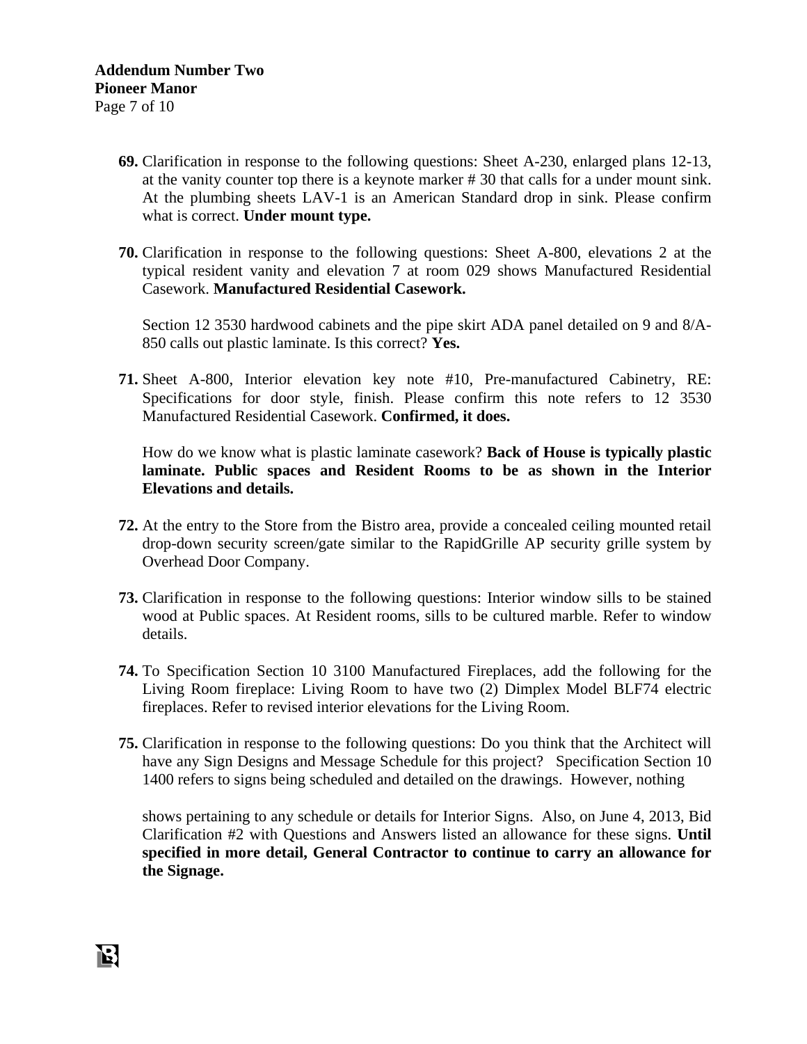69. Clarification in response to the following questions: Sheet A-230, enlarged plans 12-13, at the vanity counter top there is a keynote marker # 30 that calls for a under mount sink. At the plumbing sheets LAV-1 is an American Standard drop in sink. Please confirm what is correct. **Under mount type.**

70. Clarification in response to the following questions: Sheet A-800, elevations 2 at the typical resident vanity and elevation 7 at room 029 shows Manufactured Residential Casework. **Manufactured Residential Casework.**

    Section 12 3530 hardwood cabinets and the pipe skirt ADA panel detailed on 9 and 8/A-850 calls out plastic laminate. Is this correct? **Yes.**

71. Sheet A-800, Interior elevation key note #10, Pre-manufactured Cabinetry, RE: Specifications for door style, finish. Please confirm this note refers to 12 3530 Manufactured Residential Casework. **Confirmed, it does.**

    How do we know what is plastic laminate casework? **Back of House is typically plastic laminate. Public spaces and Resident Rooms to be as shown in the Interior Elevations and details.**

72. At the entry to the Store from the Bistro area, provide a concealed ceiling mounted retail drop-down security screen/gate similar to the RapidGrille AP security grille system by Overhead Door Company.

73. Clarification in response to the following questions: Interior window sills to be stained wood at Public spaces. At Resident rooms, sills to be cultured marble. Refer to window details.

74. To Specification Section 10 3100 Manufactured Fireplaces, add the following for the Living Room fireplace: Living Room to have two (2) Dimplex Model BLF74 electric fireplaces. Refer to revised interior elevations for the Living Room.

75. Clarification in response to the following questions: Do you think that the Architect will have any Sign Designs and Message Schedule for this project? Specification Section 10 1400 refers to signs being scheduled and detailed on the drawings. However, nothing shows pertaining to any schedule or details for Interior Signs. Also, on June 4, 2013, Bid Clarification #2 with Questions and Answers listed an allowance for these signs. **Until specified in more detail, General Contractor to continue to carry an allowance for the Signage.**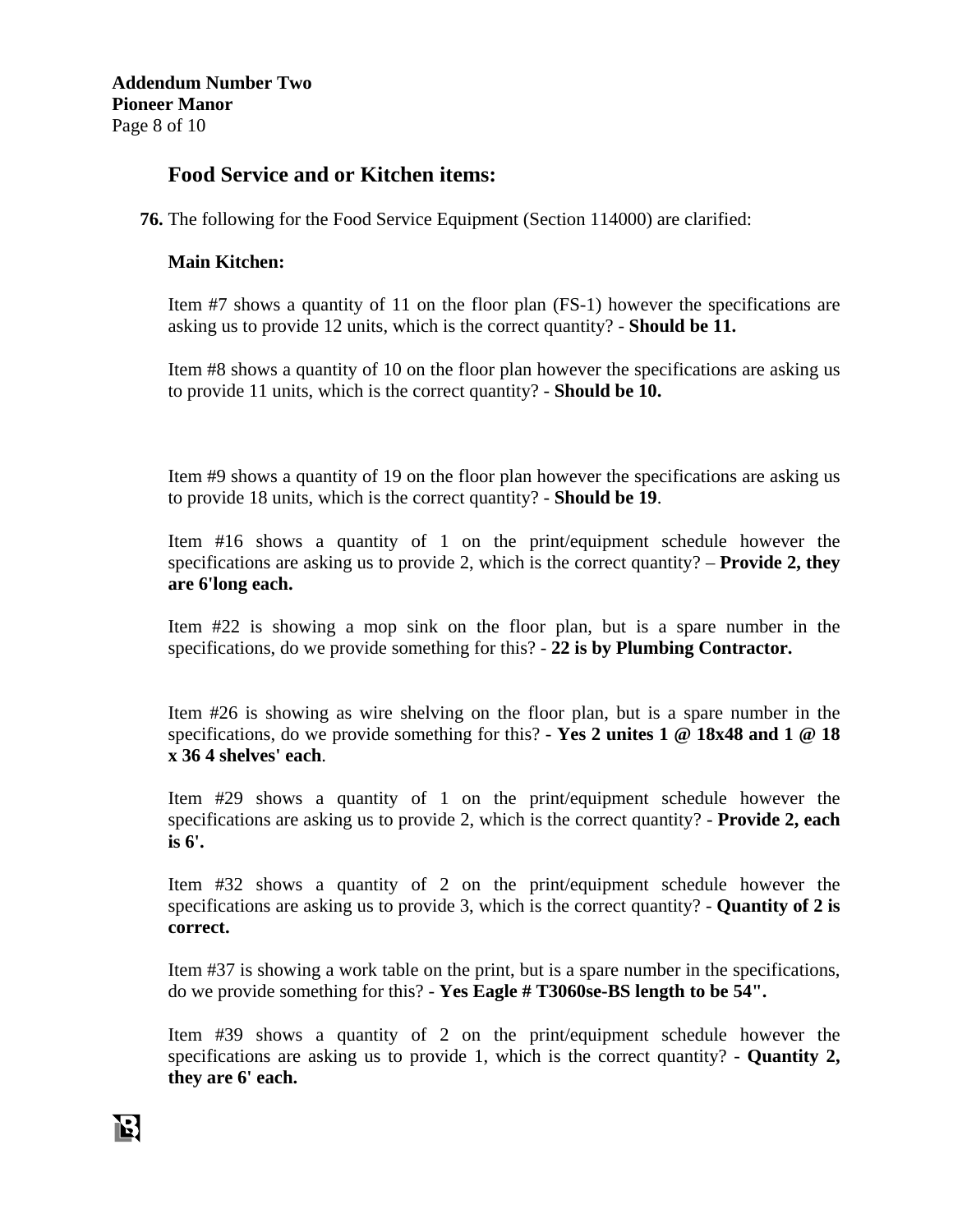## Food Service and or Kitchen items:

**76.** The following for the Food Service Equipment (Section 114000) are clarified:

**Main Kitchen:**

Item #7 shows a quantity of 11 on the floor plan (FS-1) however the specifications are asking us to provide 12 units, which is the correct quantity? - **Should be 11.**

Item #8 shows a quantity of 10 on the floor plan however the specifications are asking us to provide 11 units, which is the correct quantity? - **Should be 10.**

Item #9 shows a quantity of 19 on the floor plan however the specifications are asking us to provide 18 units, which is the correct quantity? - **Should be 19**.

Item #16 shows a quantity of 1 on the print/equipment schedule however the specifications are asking us to provide 2, which is the correct quantity? – **Provide 2, they are 6'long each.**

Item #22 is showing a mop sink on the floor plan, but is a spare number in the specifications, do we provide something for this? - **22 is by Plumbing Contractor.**

Item #26 is showing as wire shelving on the floor plan, but is a spare number in the specifications, do we provide something for this? - **Yes 2 unites 1 @ 18x48 and 1 @ 18 x 36 4 shelves' each**.

Item #29 shows a quantity of 1 on the print/equipment schedule however the specifications are asking us to provide 2, which is the correct quantity? - **Provide 2, each is 6'.**

Item #32 shows a quantity of 2 on the print/equipment schedule however the specifications are asking us to provide 3, which is the correct quantity? - **Quantity of 2 is correct.**

Item #37 is showing a work table on the print, but is a spare number in the specifications, do we provide something for this? - **Yes Eagle # T3060se-BS length to be 54".**

Item #39 shows a quantity of 2 on the print/equipment schedule however the specifications are asking us to provide 1, which is the correct quantity? - **Quantity 2, they are 6' each.**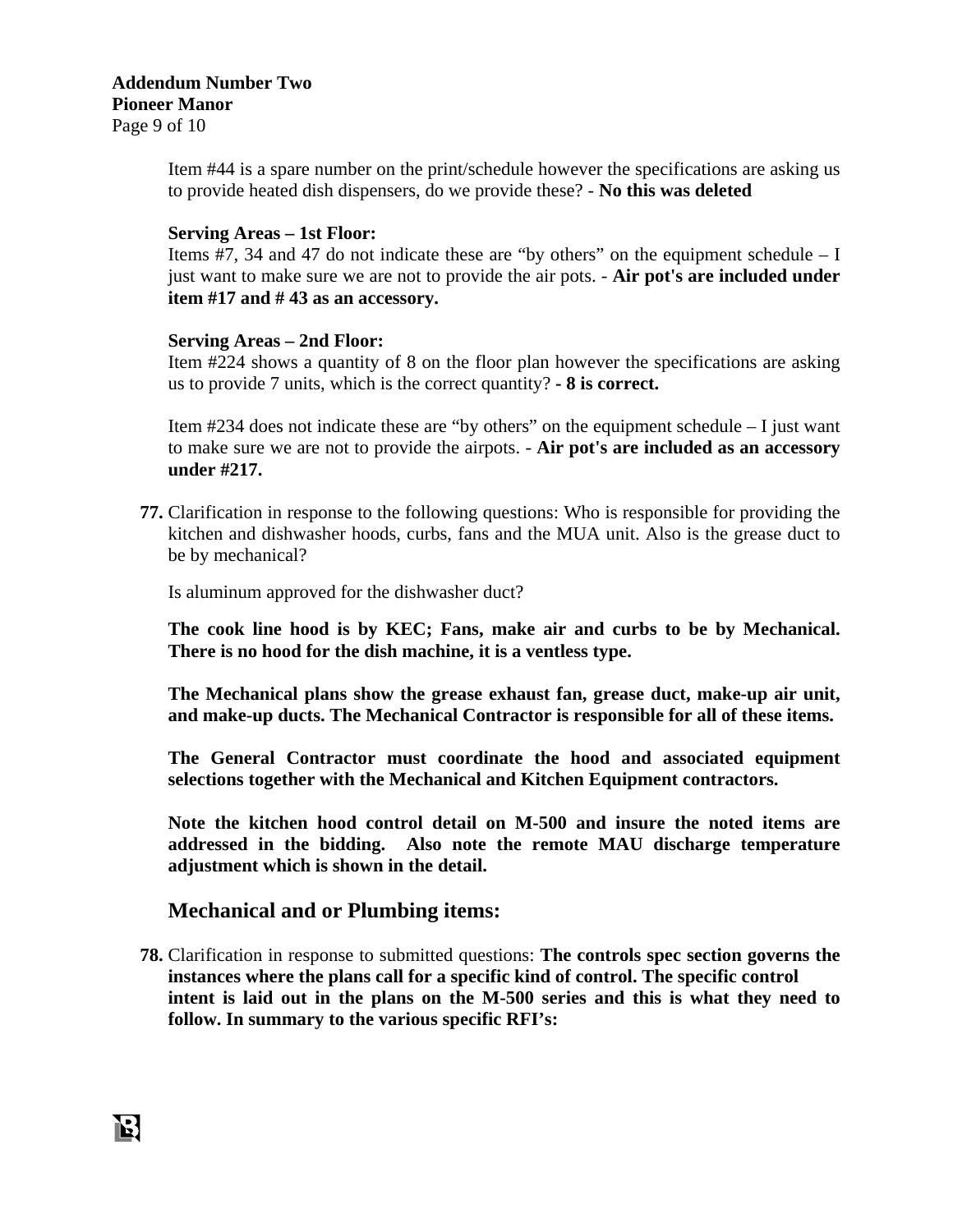Item #44 is a spare number on the print/schedule however the specifications are asking us to provide heated dish dispensers, do we provide these? - **No this was deleted**

**Serving Areas – 1st Floor:**
Items #7, 34 and 47 do not indicate these are "by others" on the equipment schedule – I just want to make sure we are not to provide the air pots. - **Air pot's are included under item #17 and # 43 as an accessory.**

**Serving Areas – 2nd Floor:**
Item #224 shows a quantity of 8 on the floor plan however the specifications are asking us to provide 7 units, which is the correct quantity? **- 8 is correct.**

Item #234 does not indicate these are "by others" on the equipment schedule – I just want to make sure we are not to provide the airpots. - **Air pot's are included as an accessory under #217.**

**77.** Clarification in response to the following questions: Who is responsible for providing the kitchen and dishwasher hoods, curbs, fans and the MUA unit. Also is the grease duct to be by mechanical?

Is aluminum approved for the dishwasher duct?

**The cook line hood is by KEC; Fans, make air and curbs to be by Mechanical. There is no hood for the dish machine, it is a ventless type.**

**The Mechanical plans show the grease exhaust fan, grease duct, make-up air unit, and make-up ducts. The Mechanical Contractor is responsible for all of these items.**

**The General Contractor must coordinate the hood and associated equipment selections together with the Mechanical and Kitchen Equipment contractors.**

**Note the kitchen hood control detail on M-500 and insure the noted items are addressed in the bidding. Also note the remote MAU discharge temperature adjustment which is shown in the detail.**

## Mechanical and or Plumbing items:

**78.** Clarification in response to submitted questions: **The controls spec section governs the instances where the plans call for a specific kind of control. The specific control intent is laid out in the plans on the M-500 series and this is what they need to follow. In summary to the various specific RFI's:**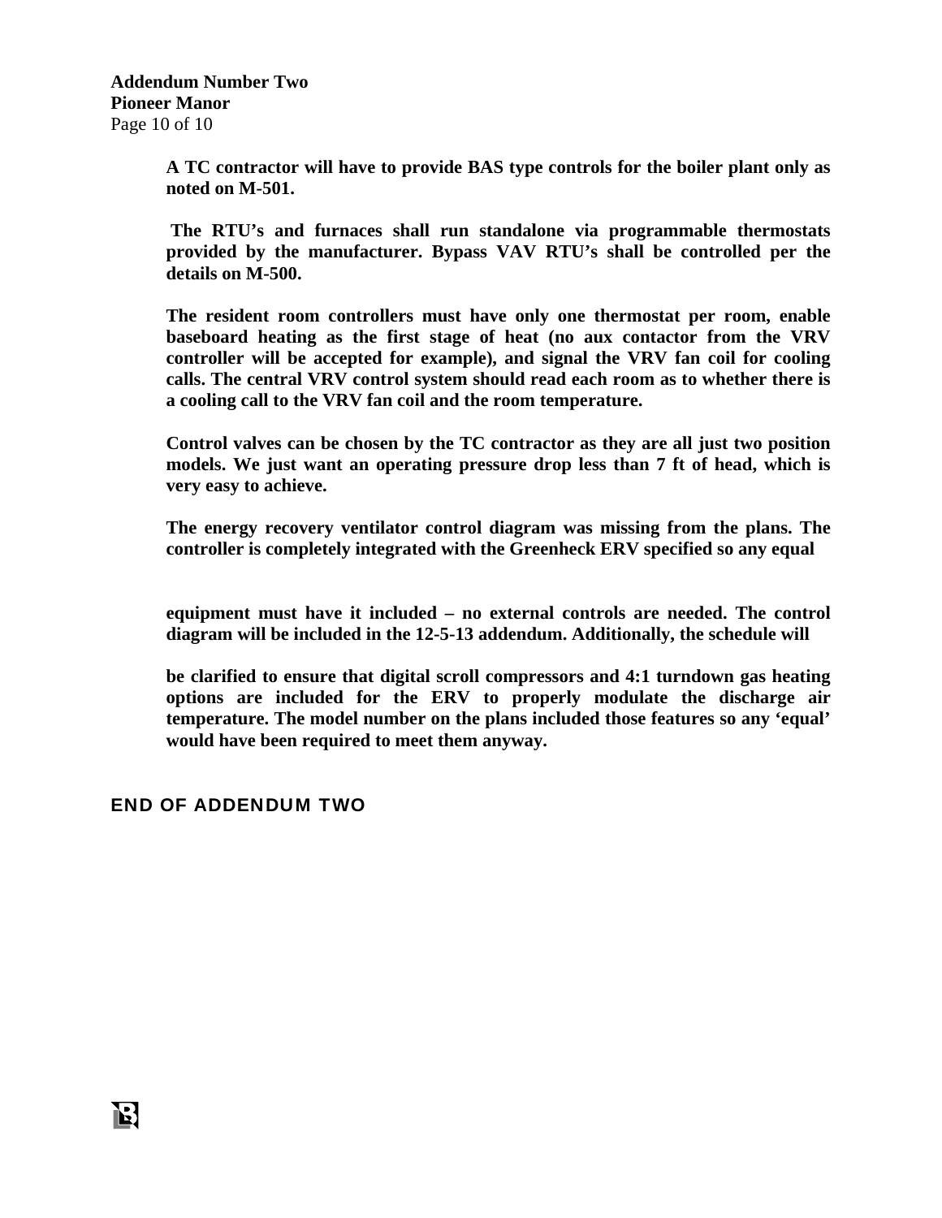**A TC contractor will have to provide BAS type controls for the boiler plant only as noted on M-501.**

**The RTU's and furnaces shall run standalone via programmable thermostats provided by the manufacturer. Bypass VAV RTU's shall be controlled per the details on M-500.**

**The resident room controllers must have only one thermostat per room, enable baseboard heating as the first stage of heat (no aux contactor from the VRV controller will be accepted for example), and signal the VRV fan coil for cooling calls. The central VRV control system should read each room as to whether there is a cooling call to the VRV fan coil and the room temperature.**

**Control valves can be chosen by the TC contractor as they are all just two position models. We just want an operating pressure drop less than 7 ft of head, which is very easy to achieve.**

**The energy recovery ventilator control diagram was missing from the plans. The controller is completely integrated with the Greenheck ERV specified so any equal equipment must have it included – no external controls are needed. The control diagram will be included in the 12-5-13 addendum. Additionally, the schedule will be clarified to ensure that digital scroll compressors and 4:1 turndown gas heating options are included for the ERV to properly modulate the discharge air temperature. The model number on the plans included those features so any 'equal' would have been required to meet them anyway.**

## END OF ADDENDUM TWO